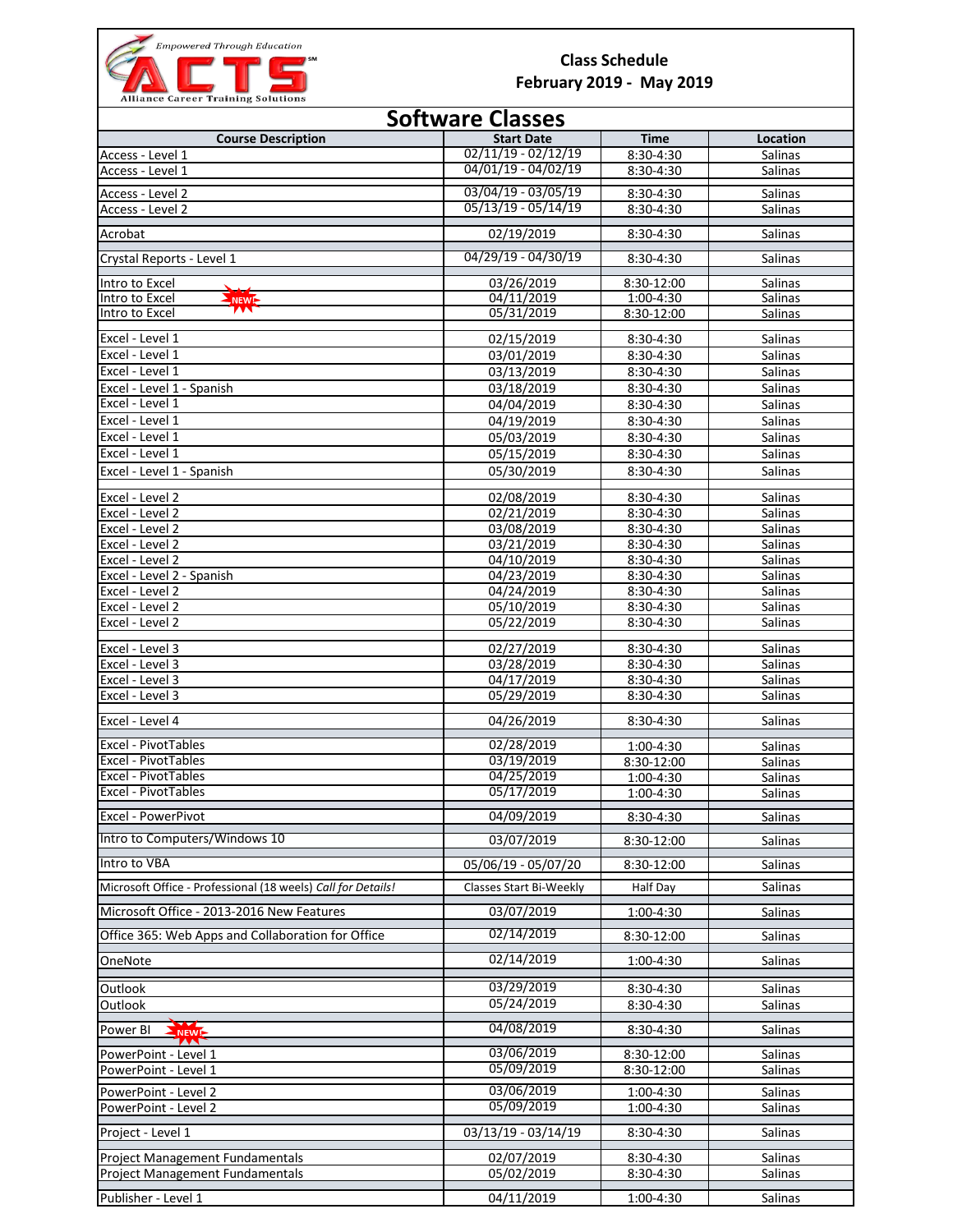Empowered Through Education

**ACTS**℠

Alliance Career Training Solutions

## Class Schedule
## February 2019 - May 2019

# Software Classes

| Course Description | Start Date | Time | Location |
|---|---|---|---|
| Access - Level 1 | 02/11/19 - 02/12/19 | 8:30-4:30 | Salinas |
| Access - Level 1 | 04/01/19 - 04/02/19 | 8:30-4:30 | Salinas |
| Access - Level 2 | 03/04/19 - 03/05/19 | 8:30-4:30 | Salinas |
| Access - Level 2 | 05/13/19 - 05/14/19 | 8:30-4:30 | Salinas |
| Acrobat | 02/19/2019 | 8:30-4:30 | Salinas |
| Crystal Reports - Level 1 | 04/29/19 - 04/30/19 | 8:30-4:30 | Salinas |
| Intro to Excel | 03/26/2019 | 8:30-12:00 | Salinas |
| Intro to Excel NEW! | 04/11/2019 | 1:00-4:30 | Salinas |
| Intro to Excel | 05/31/2019 | 8:30-12:00 | Salinas |
| Excel - Level 1 | 02/15/2019 | 8:30-4:30 | Salinas |
| Excel - Level 1 | 03/01/2019 | 8:30-4:30 | Salinas |
| Excel - Level 1 | 03/13/2019 | 8:30-4:30 | Salinas |
| Excel - Level 1 - Spanish | 03/18/2019 | 8:30-4:30 | Salinas |
| Excel - Level 1 | 04/04/2019 | 8:30-4:30 | Salinas |
| Excel - Level 1 | 04/19/2019 | 8:30-4:30 | Salinas |
| Excel - Level 1 | 05/03/2019 | 8:30-4:30 | Salinas |
| Excel - Level 1 | 05/15/2019 | 8:30-4:30 | Salinas |
| Excel - Level 1 - Spanish | 05/30/2019 | 8:30-4:30 | Salinas |
| Excel - Level 2 | 02/08/2019 | 8:30-4:30 | Salinas |
| Excel - Level 2 | 02/21/2019 | 8:30-4:30 | Salinas |
| Excel - Level 2 | 03/08/2019 | 8:30-4:30 | Salinas |
| Excel - Level 2 | 03/21/2019 | 8:30-4:30 | Salinas |
| Excel - Level 2 | 04/10/2019 | 8:30-4:30 | Salinas |
| Excel - Level 2 - Spanish | 04/23/2019 | 8:30-4:30 | Salinas |
| Excel - Level 2 | 04/24/2019 | 8:30-4:30 | Salinas |
| Excel - Level 2 | 05/10/2019 | 8:30-4:30 | Salinas |
| Excel - Level 2 | 05/22/2019 | 8:30-4:30 | Salinas |
| Excel - Level 3 | 02/27/2019 | 8:30-4:30 | Salinas |
| Excel - Level 3 | 03/28/2019 | 8:30-4:30 | Salinas |
| Excel - Level 3 | 04/17/2019 | 8:30-4:30 | Salinas |
| Excel - Level 3 | 05/29/2019 | 8:30-4:30 | Salinas |
| Excel - Level 4 | 04/26/2019 | 8:30-4:30 | Salinas |
| Excel - PivotTables | 02/28/2019 | 1:00-4:30 | Salinas |
| Excel - PivotTables | 03/19/2019 | 8:30-12:00 | Salinas |
| Excel - PivotTables | 04/25/2019 | 1:00-4:30 | Salinas |
| Excel - PivotTables | 05/17/2019 | 1:00-4:30 | Salinas |
| Excel - PowerPivot | 04/09/2019 | 8:30-4:30 | Salinas |
| Intro to Computers/Windows 10 | 03/07/2019 | 8:30-12:00 | Salinas |
| Intro to VBA | 05/06/19 - 05/07/20 | 8:30-12:00 | Salinas |
| Microsoft Office - Professional (18 weels) *Call for Details!* | Classes Start Bi-Weekly | Half Day | Salinas |
| Microsoft Office - 2013-2016 New Features | 03/07/2019 | 1:00-4:30 | Salinas |
| Office 365: Web Apps and Collaboration for Office | 02/14/2019 | 8:30-12:00 | Salinas |
| OneNote | 02/14/2019 | 1:00-4:30 | Salinas |
| Outlook | 03/29/2019 | 8:30-4:30 | Salinas |
| Outlook | 05/24/2019 | 8:30-4:30 | Salinas |
| Power BI NEW! | 04/08/2019 | 8:30-4:30 | Salinas |
| PowerPoint - Level 1 | 03/06/2019 | 8:30-12:00 | Salinas |
| PowerPoint - Level 1 | 05/09/2019 | 8:30-12:00 | Salinas |
| PowerPoint - Level 2 | 03/06/2019 | 1:00-4:30 | Salinas |
| PowerPoint - Level 2 | 05/09/2019 | 1:00-4:30 | Salinas |
| Project - Level 1 | 03/13/19 - 03/14/19 | 8:30-4:30 | Salinas |
| Project Management Fundamentals | 02/07/2019 | 8:30-4:30 | Salinas |
| Project Management Fundamentals | 05/02/2019 | 8:30-4:30 | Salinas |
| Publisher - Level 1 | 04/11/2019 | 1:00-4:30 | Salinas |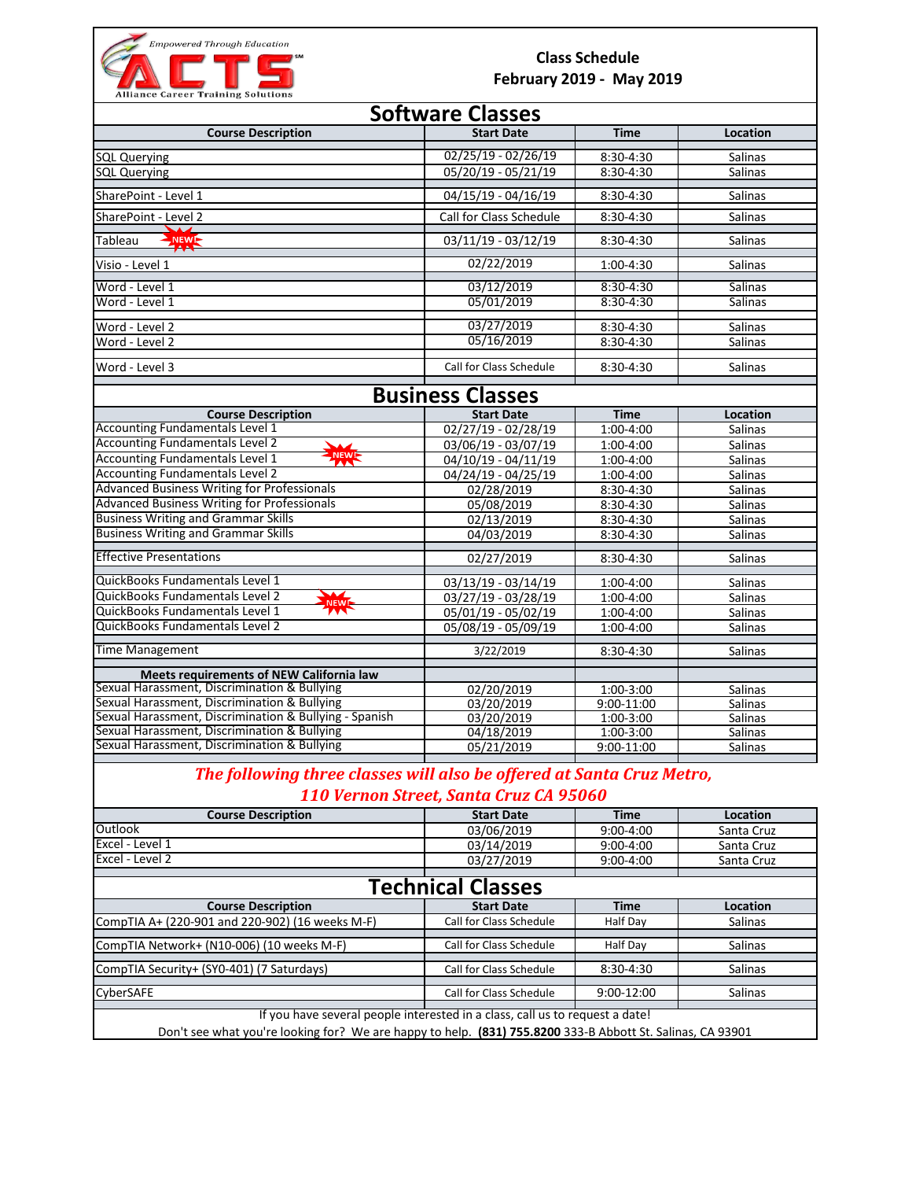Empowered Through Education

ACTS

Alliance Career Training Solutions

**Class Schedule**
**February 2019 - May 2019**

## Software Classes

| Course Description | Start Date | Time | Location |
|---|---|---|---|
| SQL Querying | 02/25/19 - 02/26/19 | 8:30-4:30 | Salinas |
| SQL Querying | 05/20/19 - 05/21/19 | 8:30-4:30 | Salinas |
| SharePoint - Level 1 | 04/15/19 - 04/16/19 | 8:30-4:30 | Salinas |
| SharePoint - Level 2 | Call for Class Schedule | 8:30-4:30 | Salinas |
| Tableau NEW! | 03/11/19 - 03/12/19 | 8:30-4:30 | Salinas |
| Visio - Level 1 | 02/22/2019 | 1:00-4:30 | Salinas |
| Word - Level 1 | 03/12/2019 | 8:30-4:30 | Salinas |
| Word - Level 1 | 05/01/2019 | 8:30-4:30 | Salinas |
| Word - Level 2 | 03/27/2019 | 8:30-4:30 | Salinas |
| Word - Level 2 | 05/16/2019 | 8:30-4:30 | Salinas |
| Word - Level 3 | Call for Class Schedule | 8:30-4:30 | Salinas |

## Business Classes

| Course Description | Start Date | Time | Location |
|---|---|---|---|
| Accounting Fundamentals Level 1 | 02/27/19 - 02/28/19 | 1:00-4:00 | Salinas |
| Accounting Fundamentals Level 2 NEW! | 03/06/19 - 03/07/19 | 1:00-4:00 | Salinas |
| Accounting Fundamentals Level 1 | 04/10/19 - 04/11/19 | 1:00-4:00 | Salinas |
| Accounting Fundamentals Level 2 | 04/24/19 - 04/25/19 | 1:00-4:00 | Salinas |
| Advanced Business Writing for Professionals | 02/28/2019 | 8:30-4:30 | Salinas |
| Advanced Business Writing for Professionals | 05/08/2019 | 8:30-4:30 | Salinas |
| Business Writing and Grammar Skills | 02/13/2019 | 8:30-4:30 | Salinas |
| Business Writing and Grammar Skills | 04/03/2019 | 8:30-4:30 | Salinas |
| Effective Presentations | 02/27/2019 | 8:30-4:30 | Salinas |
| QuickBooks Fundamentals Level 1 | 03/13/19 - 03/14/19 | 1:00-4:00 | Salinas |
| QuickBooks Fundamentals Level 2 NEW! | 03/27/19 - 03/28/19 | 1:00-4:00 | Salinas |
| QuickBooks Fundamentals Level 1 | 05/01/19 - 05/02/19 | 1:00-4:00 | Salinas |
| QuickBooks Fundamentals Level 2 | 05/08/19 - 05/09/19 | 1:00-4:00 | Salinas |
| Time Management | 3/22/2019 | 8:30-4:30 | Salinas |
| **Meets requirements of NEW California law** | | | |
| Sexual Harassment, Discrimination & Bullying | 02/20/2019 | 1:00-3:00 | Salinas |
| Sexual Harassment, Discrimination & Bullying | 03/20/2019 | 9:00-11:00 | Salinas |
| Sexual Harassment, Discrimination & Bullying - Spanish | 03/20/2019 | 1:00-3:00 | Salinas |
| Sexual Harassment, Discrimination & Bullying | 04/18/2019 | 1:00-3:00 | Salinas |
| Sexual Harassment, Discrimination & Bullying | 05/21/2019 | 9:00-11:00 | Salinas |

***The following three classes will also be offered at Santa Cruz Metro, 110 Vernon Street, Santa Cruz CA 95060***

| Course Description | Start Date | Time | Location |
|---|---|---|---|
| Outlook | 03/06/2019 | 9:00-4:00 | Santa Cruz |
| Excel - Level 1 | 03/14/2019 | 9:00-4:00 | Santa Cruz |
| Excel - Level 2 | 03/27/2019 | 9:00-4:00 | Santa Cruz |

## Technical Classes

| Course Description | Start Date | Time | Location |
|---|---|---|---|
| CompTIA A+ (220-901 and 220-902) (16 weeks M-F) | Call for Class Schedule | Half Day | Salinas |
| CompTIA Network+ (N10-006) (10 weeks M-F) | Call for Class Schedule | Half Day | Salinas |
| CompTIA Security+ (SY0-401) (7 Saturdays) | Call for Class Schedule | 8:30-4:30 | Salinas |
| CyberSAFE | Call for Class Schedule | 9:00-12:00 | Salinas |

If you have several people interested in a class, call us to request a date!

Don't see what you're looking for? We are happy to help. **(831) 755.8200** 333-B Abbott St. Salinas, CA 93901